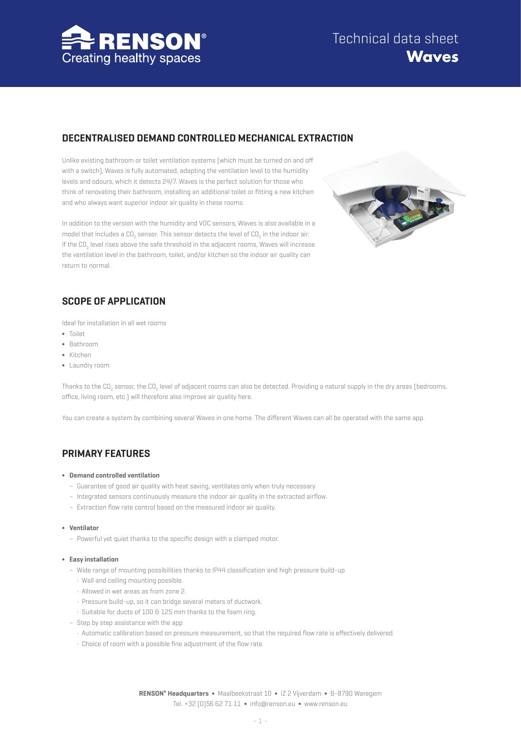# Technical data sheet **Waves**

## DECENTRALISED DEMAND CONTROLLED MECHANICAL EXTRACTION

Unlike existing bathroom or toilet ventilation systems (which must be turned on and off with a switch), Waves is fully automated, adapting the ventilation level to the humidity levels and odours, which it detects 24/7. Waves is the perfect solution for those who think of renovating their bathroom, installing an additional toilet or fitting a new kitchen and who always want superior indoor air quality in these rooms.

In addition to the version with the humidity and VOC sensors, Waves is also available in a model that includes a $CO_2$ sensor. This sensor detects the level of $CO_2$ in the indoor air. If the $CO_2$ level rises above the safe threshold in the adjacent rooms, Waves will increase the ventilation level in the bathroom, toilet, and/or kitchen so the indoor air quality can return to normal.

## SCOPE OF APPLICATION

Ideal for installation in all wet rooms

- Toilet
- Bathroom
- Kitchen
- Laundry room

Thanks to the $CO_2$ sensor, the $CO_2$ level of adjacent rooms can also be detected. Providing a natural supply in the dry areas (bedrooms, office, living room, etc.) will therefore also improve air quality here.

You can create a system by combining several Waves in one home. The different Waves can all be operated with the same app.

## PRIMARY FEATURES

- **Demand controlled ventilation**
  - Guarantee of good air quality with heat saving, ventilates only when truly necessary.
  - Integrated sensors continuously measure the indoor air quality in the extracted airflow.
  - Extraction flow rate control based on the measured indoor air quality.

- **Ventilator**
  - Powerful yet quiet thanks to the specific design with a clamped motor.

- **Easy installation**
  - Wide range of mounting possibilities thanks to IP44 classification and high pressure build-up
    - Wall and ceiling mounting possible.
    - Allowed in wet areas as from zone 2.
    - Pressure build-up, so it can bridge several meters of ductwork.
    - Suitable for ducts of 100 & 125 mm thanks to the foam ring.
  - Step by step assistance with the app
    - Automatic calibration based on pressure measurement, so that the required flow rate is effectively delivered.
    - Choice of room with a possible fine adjustment of the flow rate.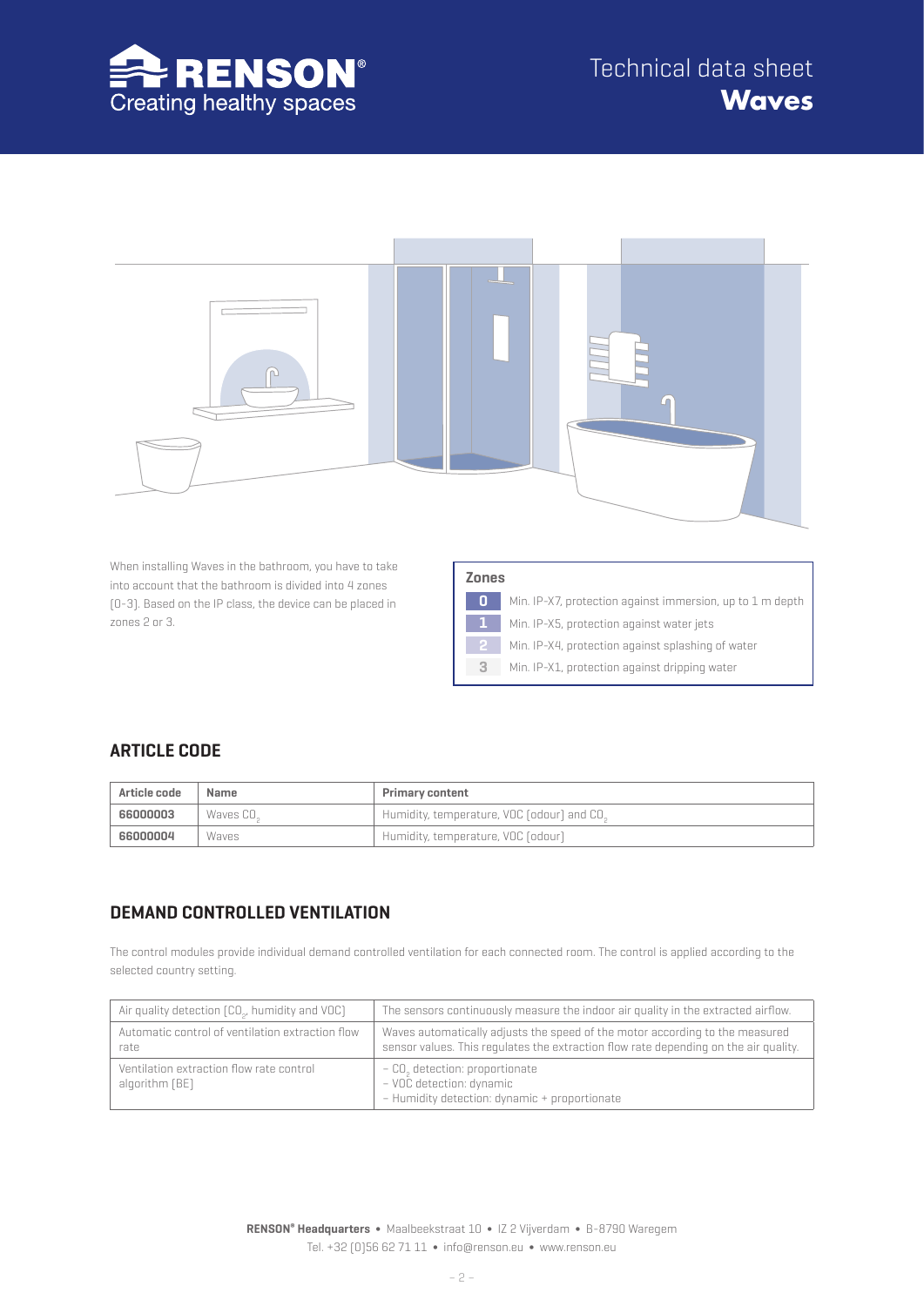When installing Waves in the bathroom, you have to take into account that the bathroom is divided into 4 zones (0-3). Based on the IP class, the device can be placed in zones 2 or 3.

**Zones**

| Zone | Requirement |
|---|---|
| 0 | Min. IP-X7, protection against immersion, up to 1 m depth |
| 1 | Min. IP-X5, protection against water jets |
| 2 | Min. IP-X4, protection against splashing of water |
| 3 | Min. IP-X1, protection against dripping water |

## ARTICLE CODE

| Article code | Name | Primary content |
|---|---|---|
| **66000003** | Waves $CO_2$ | Humidity, temperature, VOC (odour) and $CO_2$ |
| **66000004** | Waves | Humidity, temperature, VOC (odour) |

## DEMAND CONTROLLED VENTILATION

The control modules provide individual demand controlled ventilation for each connected room. The control is applied according to the selected country setting.

| | |
|---|---|
| Air quality detection ($CO_2$, humidity and VOC) | The sensors continuously measure the indoor air quality in the extracted airflow. |
| Automatic control of ventilation extraction flow rate | Waves automatically adjusts the speed of the motor according to the measured sensor values. This regulates the extraction flow rate depending on the air quality. |
| Ventilation extraction flow rate control algorithm (BE) | - $CO_2$ detection: proportionate<br>- VOC detection: dynamic<br>- Humidity detection: dynamic + proportionate |

**RENSON® Headquarters** • Maalbeekstraat 10 • IZ 2 Vijverdam • B-8790 Waregem
Tel. +32 (0)56 62 71 11 • info@renson.eu • www.renson.eu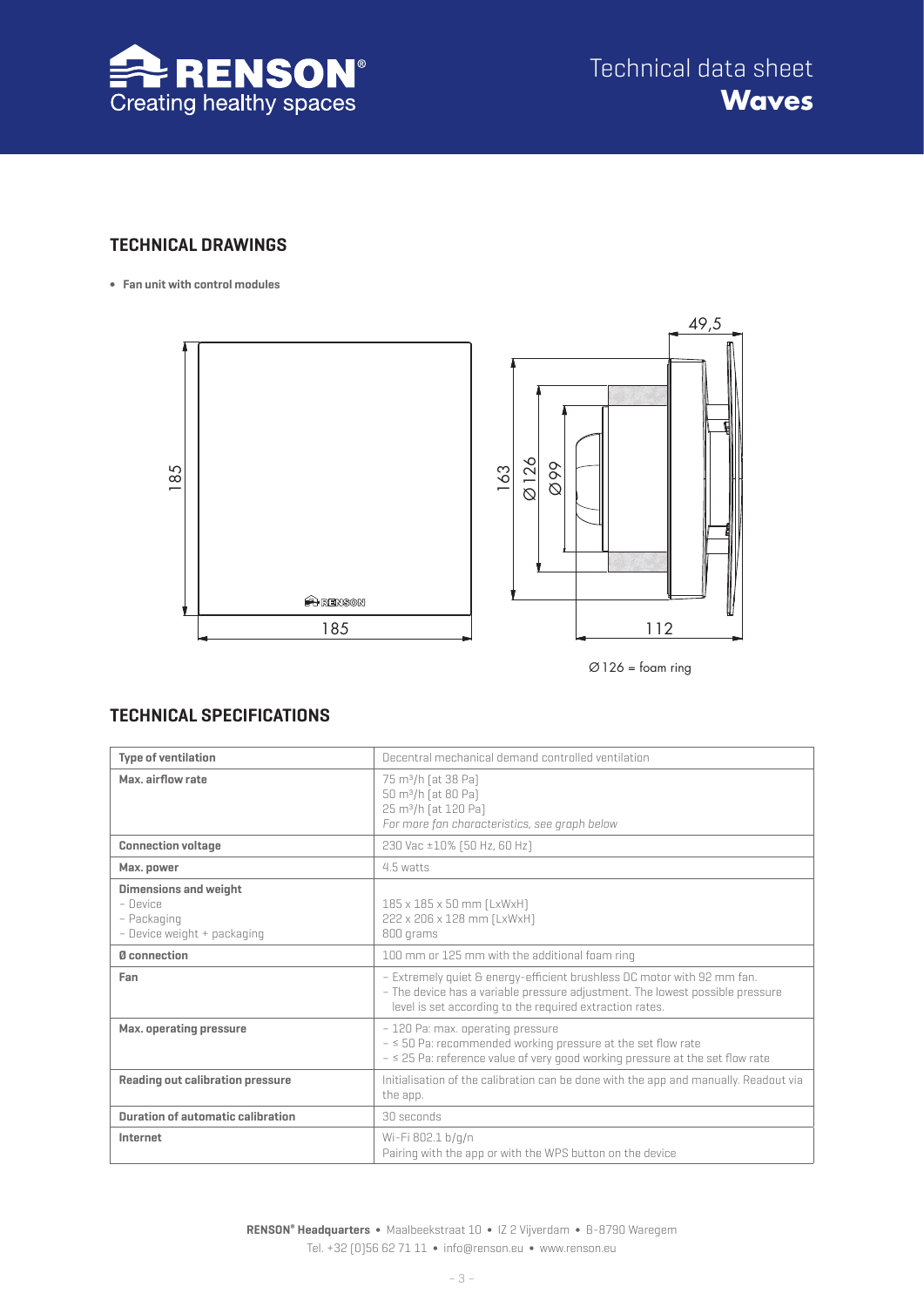## TECHNICAL DRAWINGS

- **Fan unit with control modules**

Ø126 = foam ring

## TECHNICAL SPECIFICATIONS

| | |
|---|---|
| **Type of ventilation** | Decentral mechanical demand controlled ventilation |
| **Max. airflow rate** | 75 m³/h [at 38 Pa]<br>50 m³/h [at 80 Pa]<br>25 m³/h [at 120 Pa]<br>*For more fan characteristics, see graph below* |
| **Connection voltage** | 230 Vac ±10% [50 Hz, 60 Hz] |
| **Max. power** | 4.5 watts |
| **Dimensions and weight**<br>– Device<br>– Packaging<br>– Device weight + packaging | <br>185 x 185 x 50 mm [LxWxH]<br>222 x 206 x 128 mm [LxWxH]<br>800 grams |
| **Ø connection** | 100 mm or 125 mm with the additional foam ring |
| **Fan** | – Extremely quiet & energy-efficient brushless DC motor with 92 mm fan.<br>– The device has a variable pressure adjustment. The lowest possible pressure level is set according to the required extraction rates. |
| **Max. operating pressure** | – 120 Pa: max. operating pressure<br>– ≤ 50 Pa: recommended working pressure at the set flow rate<br>– ≤ 25 Pa: reference value of very good working pressure at the set flow rate |
| **Reading out calibration pressure** | Initialisation of the calibration can be done with the app and manually. Readout via the app. |
| **Duration of automatic calibration** | 30 seconds |
| **Internet** | Wi-Fi 802.1 b/g/n<br>Pairing with the app or with the WPS button on the device |

**RENSON® Headquarters** • Maalbeekstraat 10 • IZ 2 Vijverdam • B-8790 Waregem
Tel. +32 (0)56 62 71 11 • info@renson.eu • www.renson.eu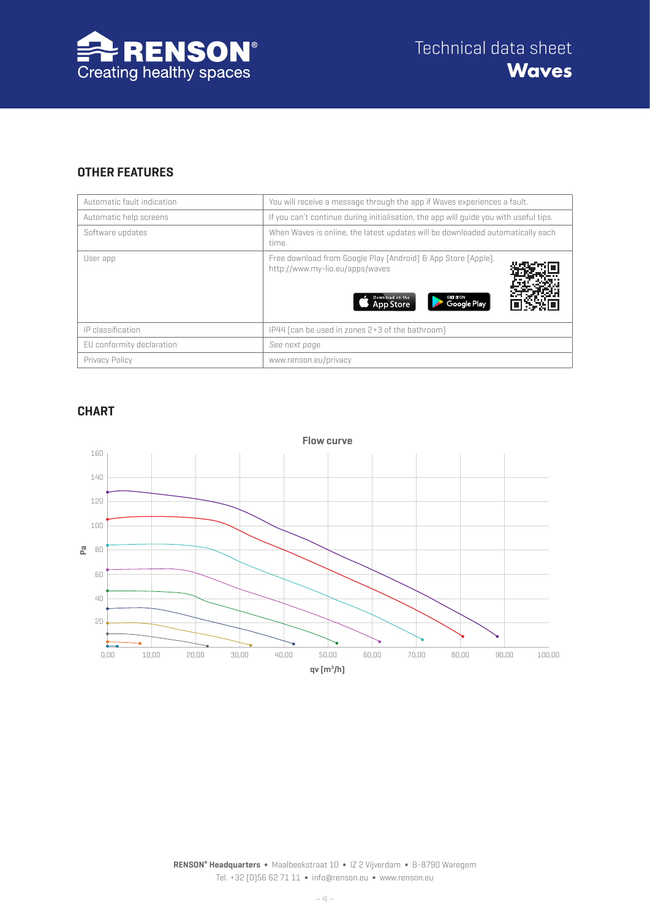## OTHER FEATURES

| | |
|---|---|
| Automatic fault indication | You will receive a message through the app if Waves experiences a fault. |
| Automatic help screens | If you can't continue during initialisation, the app will guide you with useful tips. |
| Software updates | When Waves is online, the latest updates will be downloaded automatically each time. |
| User app | Free download from Google Play (Android) & App Store (Apple). http://www.my-lio.eu/apps/waves |
| IP classification | IP44 (can be used in zones 2+3 of the bathroom) |
| EU conformity declaration | *See next page* |
| Privacy Policy | www.renson.eu/privacy |

## CHART

Flow curve

Pa

qv (m³/h)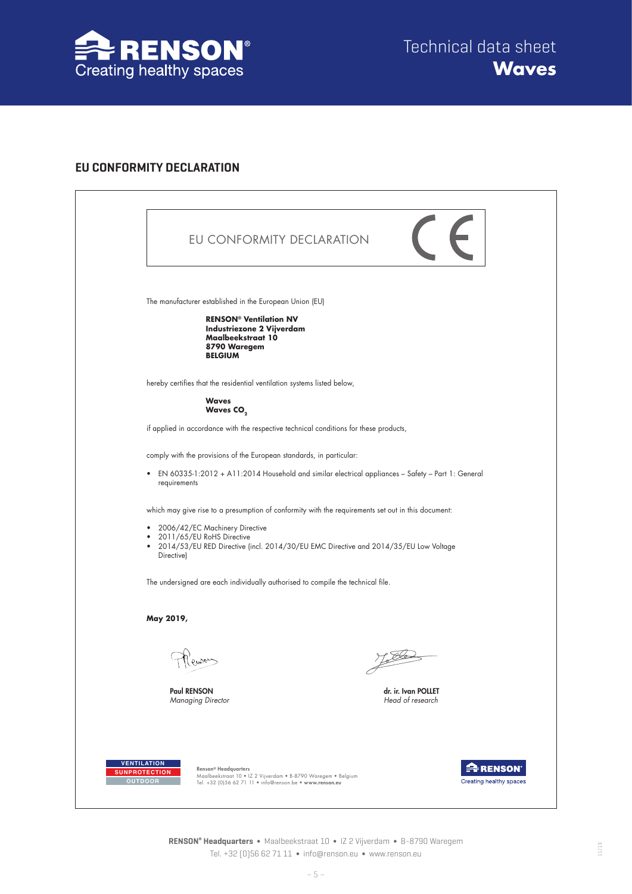## EU CONFORMITY DECLARATION

EU CONFORMITY DECLARATION

The manufacturer established in the European Union (EU)

**RENSON® Ventilation NV**
**Industriezone 2 Vijverdam**
**Maalbeekstraat 10**
**8790 Waregem**
**BELGIUM**

hereby certifies that the residential ventilation systems listed below,

**Waves**
**Waves $CO_2$**

if applied in accordance with the respective technical conditions for these products,

comply with the provisions of the European standards, in particular:

- EN 60335-1:2012 + A11:2014 Household and similar electrical appliances – Safety – Part 1: General requirements

which may give rise to a presumption of conformity with the requirements set out in this document:

- 2006/42/EC Machinery Directive
- 2011/65/EU RoHS Directive
- 2014/53/EU RED Directive (incl. 2014/30/EU EMC Directive and 2014/35/EU Low Voltage Directive)

The undersigned are each individually authorised to compile the technical file.

**May 2019,**

**Paul RENSON**
*Managing Director*

**dr. ir. Ivan POLLET**
*Head of research*

VENTILATION
SUNPROTECTION
OUTDOOR

**Renson® Headquarters**
Maalbeekstraat 10 • IZ 2 Vijverdam • B-8790 Waregem • Belgium
Tel. +32 (0)56 62 71 11 • info@renson.be • **www.renson.eu**

RENSON® Creating healthy spaces